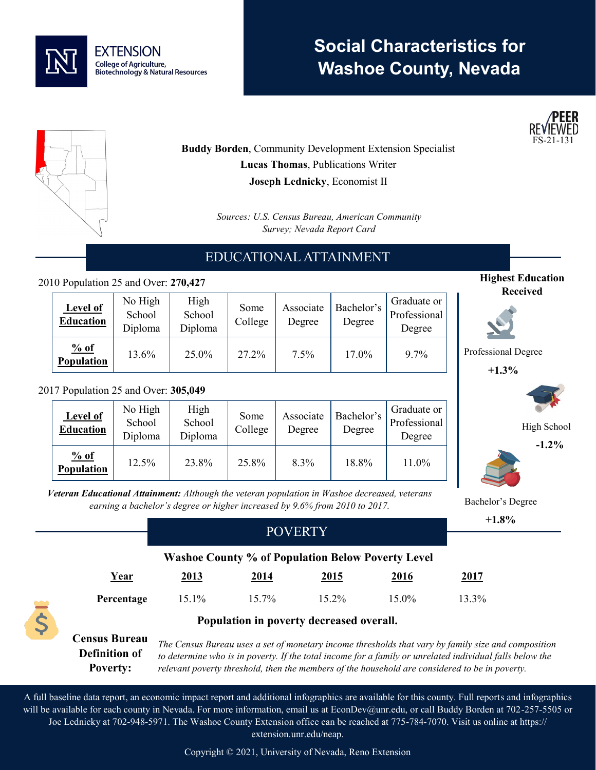EXTENSION
College of Agriculture, Biotechnology & Natural Resources

# Social Characteristics for Washoe County, Nevada

PEER REVIEWED
FS-21-131

**Buddy Borden**, Community Development Extension Specialist
**Lucas Thomas**, Publications Writer
**Joseph Lednicky**, Economist II

*Sources: U.S. Census Bureau, American Community Survey; Nevada Report Card*

## EDUCATIONAL ATTAINMENT

2010 Population 25 and Over: **270,427**

| Level of Education | No High School Diploma | High School Diploma | Some College | Associate Degree | Bachelor's Degree | Graduate or Professional Degree |
|---|---|---|---|---|---|---|
| **% of Population** | 13.6% | 25.0% | 27.2% | 7.5% | 17.0% | 9.7% |

2017 Population 25 and Over: **305,049**

| Level of Education | No High School Diploma | High School Diploma | Some College | Associate Degree | Bachelor's Degree | Graduate or Professional Degree |
|---|---|---|---|---|---|---|
| **% of Population** | 12.5% | 23.8% | 25.8% | 8.3% | 18.8% | 11.0% |

***Veteran Educational Attainment:*** *Although the veteran population in Washoe decreased, veterans earning a bachelor's degree or higher increased by 9.6% from 2010 to 2017.*

**Highest Education Received**

Professional Degree
**+1.3%**

High School
**-1.2%**

Bachelor's Degree
**+1.8%**

## POVERTY

**Washoe County % of Population Below Poverty Level**

| Year | 2013 | 2014 | 2015 | 2016 | 2017 |
|---|---|---|---|---|---|
| **Percentage** | 15.1% | 15.7% | 15.2% | 15.0% | 13.3% |

**Population in poverty decreased overall.**

**Census Bureau Definition of Poverty:** *The Census Bureau uses a set of monetary income thresholds that vary by family size and composition to determine who is in poverty. If the total income for a family or unrelated individual falls below the relevant poverty threshold, then the members of the household are considered to be in poverty.*

A full baseline data report, an economic impact report and additional infographics are available for this county. Full reports and infographics will be available for each county in Nevada. For more information, email us at EconDev@unr.edu, or call Buddy Borden at 702-257-5505 or Joe Lednicky at 702-948-5971. The Washoe County Extension office can be reached at 775-784-7070. Visit us online at https://extension.unr.edu/neap.

Copyright © 2021, University of Nevada, Reno Extension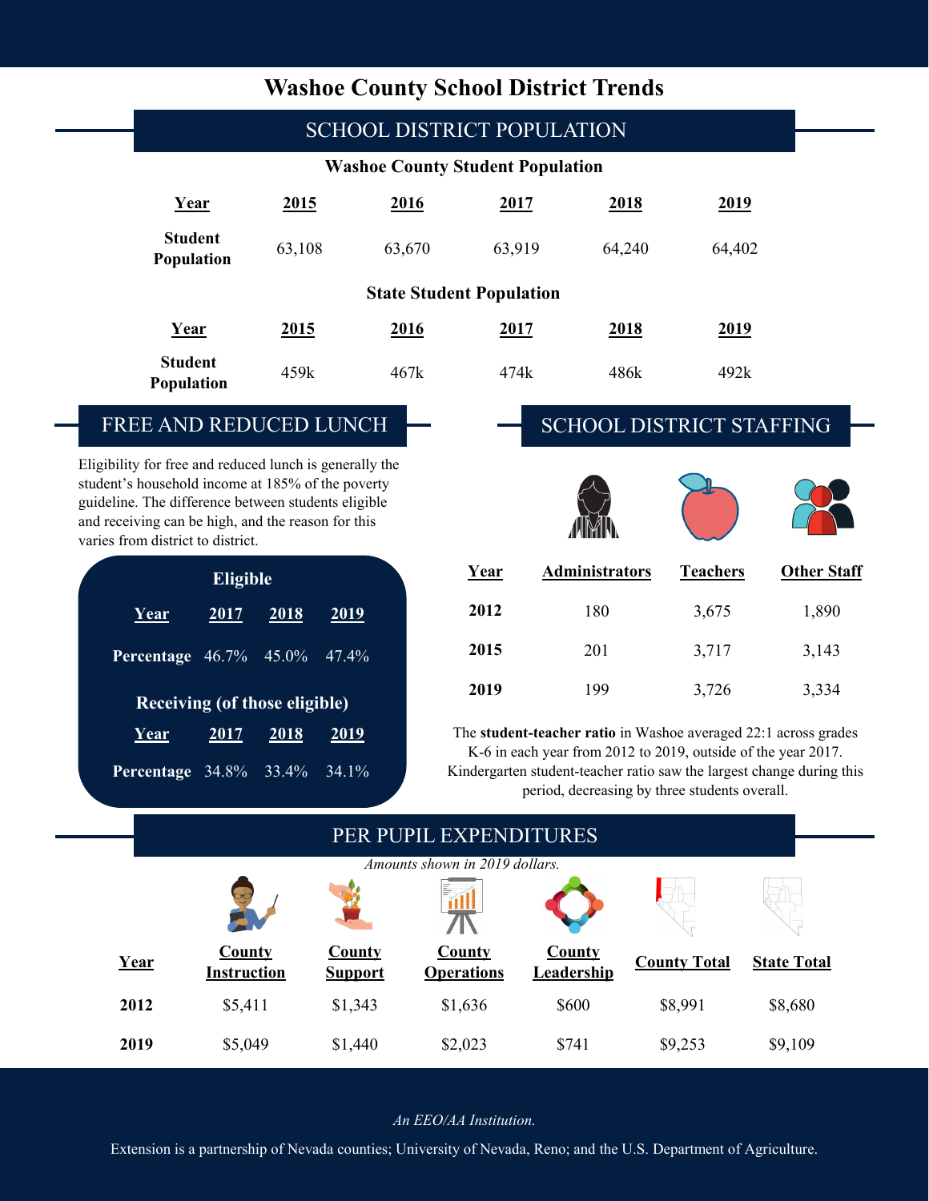# Washoe County School District Trends

## SCHOOL DISTRICT POPULATION

### Washoe County Student Population

| Year | 2015 | 2016 | 2017 | 2018 | 2019 |
|---|---|---|---|---|---|
| Student Population | 63,108 | 63,670 | 63,919 | 64,240 | 64,402 |

### State Student Population

| Year | 2015 | 2016 | 2017 | 2018 | 2019 |
|---|---|---|---|---|---|
| Student Population | 459k | 467k | 474k | 486k | 492k |

## FREE AND REDUCED LUNCH

Eligibility for free and reduced lunch is generally the student's household income at 185% of the poverty guideline. The difference between students eligible and receiving can be high, and the reason for this varies from district to district.

**Eligible**

| Year | 2017 | 2018 | 2019 |
|---|---|---|---|
| Percentage | 46.7% | 45.0% | 47.4% |

**Receiving (of those eligible)**

| Year | 2017 | 2018 | 2019 |
|---|---|---|---|
| Percentage | 34.8% | 33.4% | 34.1% |

## SCHOOL DISTRICT STAFFING

| Year | Administrators | Teachers | Other Staff |
|---|---|---|---|
| 2012 | 180 | 3,675 | 1,890 |
| 2015 | 201 | 3,717 | 3,143 |
| 2019 | 199 | 3,726 | 3,334 |

The **student-teacher ratio** in Washoe averaged 22:1 across grades K-6 in each year from 2012 to 2019, outside of the year 2017. Kindergarten student-teacher ratio saw the largest change during this period, decreasing by three students overall.

## PER PUPIL EXPENDITURES

*Amounts shown in 2019 dollars.*

| Year | County Instruction | County Support | County Operations | County Leadership | County Total | State Total |
|---|---|---|---|---|---|---|
| 2012 | $5,411 | $1,343 | $1,636 | $600 | $8,991 | $8,680 |
| 2019 | $5,049 | $1,440 | $2,023 | $741 | $9,253 | $9,109 |

*An EEO/AA Institution.*

Extension is a partnership of Nevada counties; University of Nevada, Reno; and the U.S. Department of Agriculture.